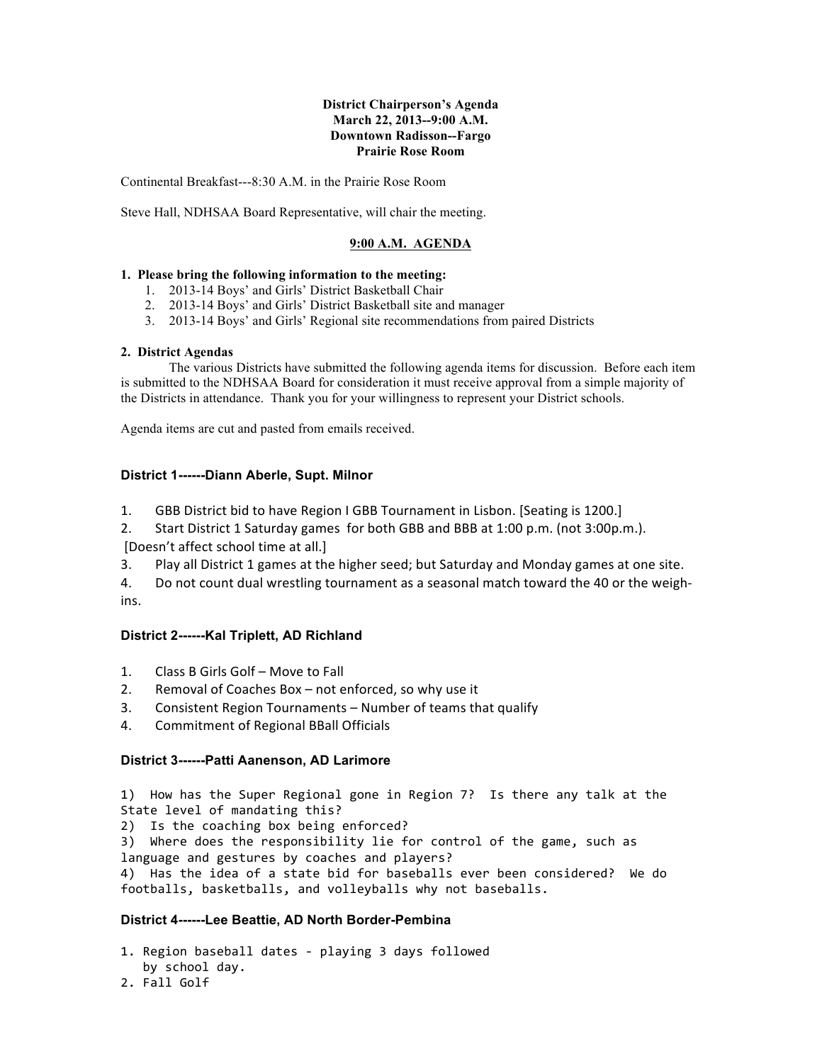**District Chairperson's Agenda**
**March 22, 2013--9:00 A.M.**
**Downtown Radisson--Fargo**
**Prairie Rose Room**

Continental Breakfast---8:30 A.M. in the Prairie Rose Room

Steve Hall, NDHSAA Board Representative, will chair the meeting.

**9:00 A.M. AGENDA**

**1. Please bring the following information to the meeting:**

1. 2013-14 Boys' and Girls' District Basketball Chair
2. 2013-14 Boys' and Girls' District Basketball site and manager
3. 2013-14 Boys' and Girls' Regional site recommendations from paired Districts

**2. District Agendas**

The various Districts have submitted the following agenda items for discussion. Before each item is submitted to the NDHSAA Board for consideration it must receive approval from a simple majority of the Districts in attendance. Thank you for your willingness to represent your District schools.

Agenda items are cut and pasted from emails received.

### District 1------Diann Aberle, Supt. Milnor

1. GBB District bid to have Region I GBB Tournament in Lisbon. [Seating is 1200.]
2. Start District 1 Saturday games for both GBB and BBB at 1:00 p.m. (not 3:00p.m.). [Doesn't affect school time at all.]
3. Play all District 1 games at the higher seed; but Saturday and Monday games at one site.
4. Do not count dual wrestling tournament as a seasonal match toward the 40 or the weigh-ins.

### District 2------Kal Triplett, AD Richland

1. Class B Girls Golf – Move to Fall
2. Removal of Coaches Box – not enforced, so why use it
3. Consistent Region Tournaments – Number of teams that qualify
4. Commitment of Regional BBall Officials

### District 3------Patti Aanenson, AD Larimore

1) How has the Super Regional gone in Region 7? Is there any talk at the State level of mandating this?
2) Is the coaching box being enforced?
3) Where does the responsibility lie for control of the game, such as language and gestures by coaches and players?
4) Has the idea of a state bid for baseballs ever been considered? We do footballs, basketballs, and volleyballs why not baseballs.

### District 4------Lee Beattie, AD North Border-Pembina

1. Region baseball dates - playing 3 days followed by school day.
2. Fall Golf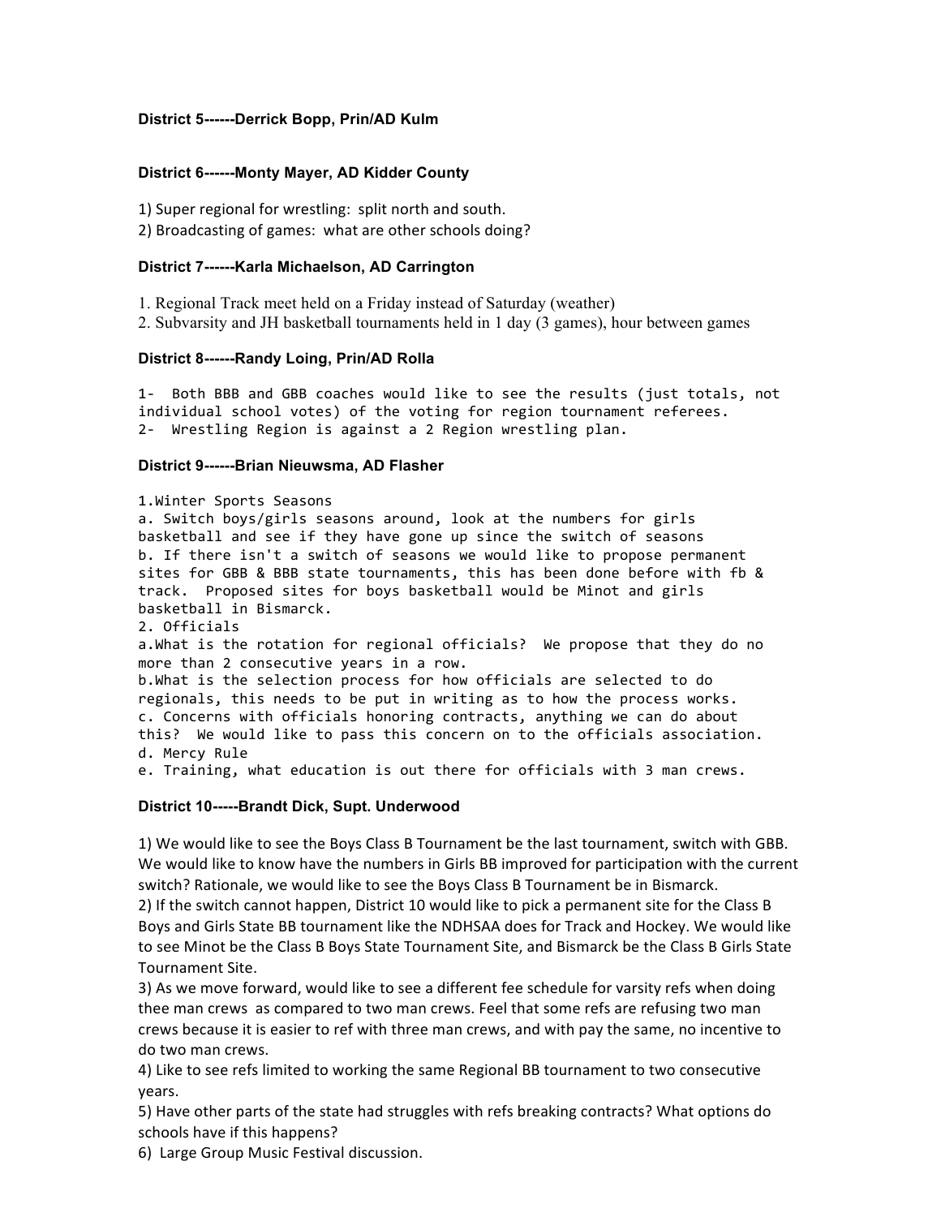**District 5------Derrick Bopp, Prin/AD Kulm**

**District 6------Monty Mayer, AD Kidder County**

1) Super regional for wrestling: split north and south.
2) Broadcasting of games: what are other schools doing?

**District 7------Karla Michaelson, AD Carrington**

1. Regional Track meet held on a Friday instead of Saturday (weather)
2. Subvarsity and JH basketball tournaments held in 1 day (3 games), hour between games

**District 8------Randy Loing, Prin/AD Rolla**

1- Both BBB and GBB coaches would like to see the results (just totals, not individual school votes) of the voting for region tournament referees.
2- Wrestling Region is against a 2 Region wrestling plan.

**District 9------Brian Nieuwsma, AD Flasher**

1.Winter Sports Seasons
a. Switch boys/girls seasons around, look at the numbers for girls basketball and see if they have gone up since the switch of seasons
b. If there isn't a switch of seasons we would like to propose permanent sites for GBB & BBB state tournaments, this has been done before with fb & track. Proposed sites for boys basketball would be Minot and girls basketball in Bismarck.
2. Officials
a.What is the rotation for regional officials? We propose that they do no more than 2 consecutive years in a row.
b.What is the selection process for how officials are selected to do regionals, this needs to be put in writing as to how the process works.
c. Concerns with officials honoring contracts, anything we can do about this? We would like to pass this concern on to the officials association.
d. Mercy Rule
e. Training, what education is out there for officials with 3 man crews.

**District 10-----Brandt Dick, Supt. Underwood**

1) We would like to see the Boys Class B Tournament be the last tournament, switch with GBB. We would like to know have the numbers in Girls BB improved for participation with the current switch? Rationale, we would like to see the Boys Class B Tournament be in Bismarck.
2) If the switch cannot happen, District 10 would like to pick a permanent site for the Class B Boys and Girls State BB tournament like the NDHSAA does for Track and Hockey. We would like to see Minot be the Class B Boys State Tournament Site, and Bismarck be the Class B Girls State Tournament Site.
3) As we move forward, would like to see a different fee schedule for varsity refs when doing thee man crews as compared to two man crews. Feel that some refs are refusing two man crews because it is easier to ref with three man crews, and with pay the same, no incentive to do two man crews.
4) Like to see refs limited to working the same Regional BB tournament to two consecutive years.
5) Have other parts of the state had struggles with refs breaking contracts? What options do schools have if this happens?
6) Large Group Music Festival discussion.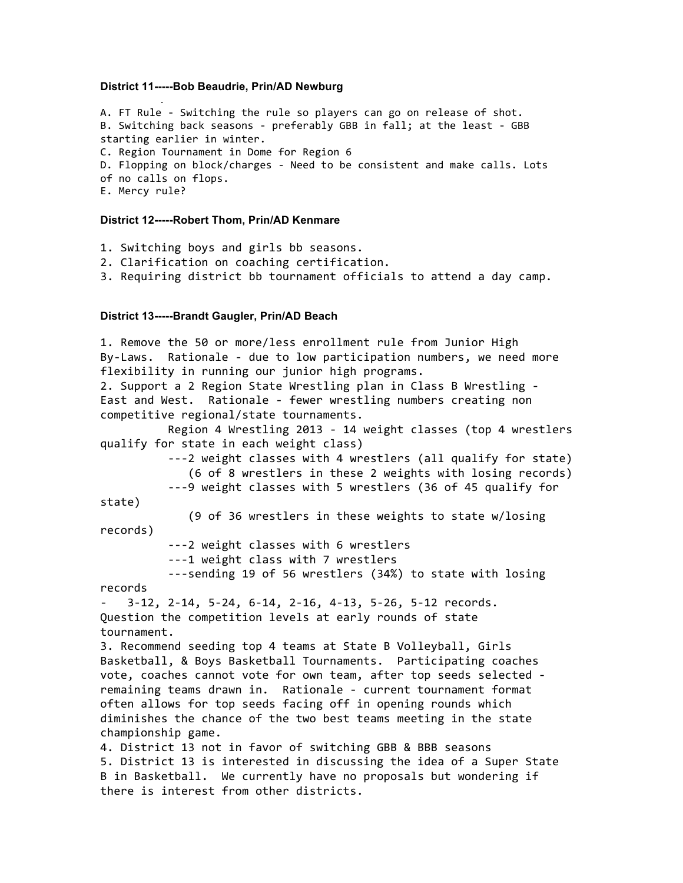**District 11-----Bob Beaudrie, Prin/AD Newburg**

A. FT Rule - Switching the rule so players can go on release of shot.
B. Switching back seasons - preferably GBB in fall; at the least - GBB starting earlier in winter.
C. Region Tournament in Dome for Region 6
D. Flopping on block/charges - Need to be consistent and make calls. Lots of no calls on flops.
E. Mercy rule?

**District 12-----Robert Thom, Prin/AD Kenmare**

1. Switching boys and girls bb seasons.
2. Clarification on coaching certification.
3. Requiring district bb tournament officials to attend a day camp.

**District 13-----Brandt Gaugler, Prin/AD Beach**

1. Remove the 50 or more/less enrollment rule from Junior High By-Laws. Rationale - due to low participation numbers, we need more flexibility in running our junior high programs.
2. Support a 2 Region State Wrestling plan in Class B Wrestling - East and West. Rationale - fewer wrestling numbers creating non competitive regional/state tournaments.
   Region 4 Wrestling 2013 - 14 weight classes (top 4 wrestlers qualify for state in each weight class)
   ---2 weight classes with 4 wrestlers (all qualify for state)
      (6 of 8 wrestlers in these 2 weights with losing records)
   ---9 weight classes with 5 wrestlers (36 of 45 qualify for state)
      (9 of 36 wrestlers in these weights to state w/losing records)
   ---2 weight classes with 6 wrestlers
   ---1 weight class with 7 wrestlers
   ---sending 19 of 56 wrestlers (34%) to state with losing records
   - 3-12, 2-14, 5-24, 6-14, 2-16, 4-13, 5-26, 5-12 records.
   Question the competition levels at early rounds of state tournament.
3. Recommend seeding top 4 teams at State B Volleyball, Girls Basketball, & Boys Basketball Tournaments. Participating coaches vote, coaches cannot vote for own team, after top seeds selected - remaining teams drawn in. Rationale - current tournament format often allows for top seeds facing off in opening rounds which diminishes the chance of the two best teams meeting in the state championship game.
4. District 13 not in favor of switching GBB & BBB seasons
5. District 13 is interested in discussing the idea of a Super State B in Basketball. We currently have no proposals but wondering if there is interest from other districts.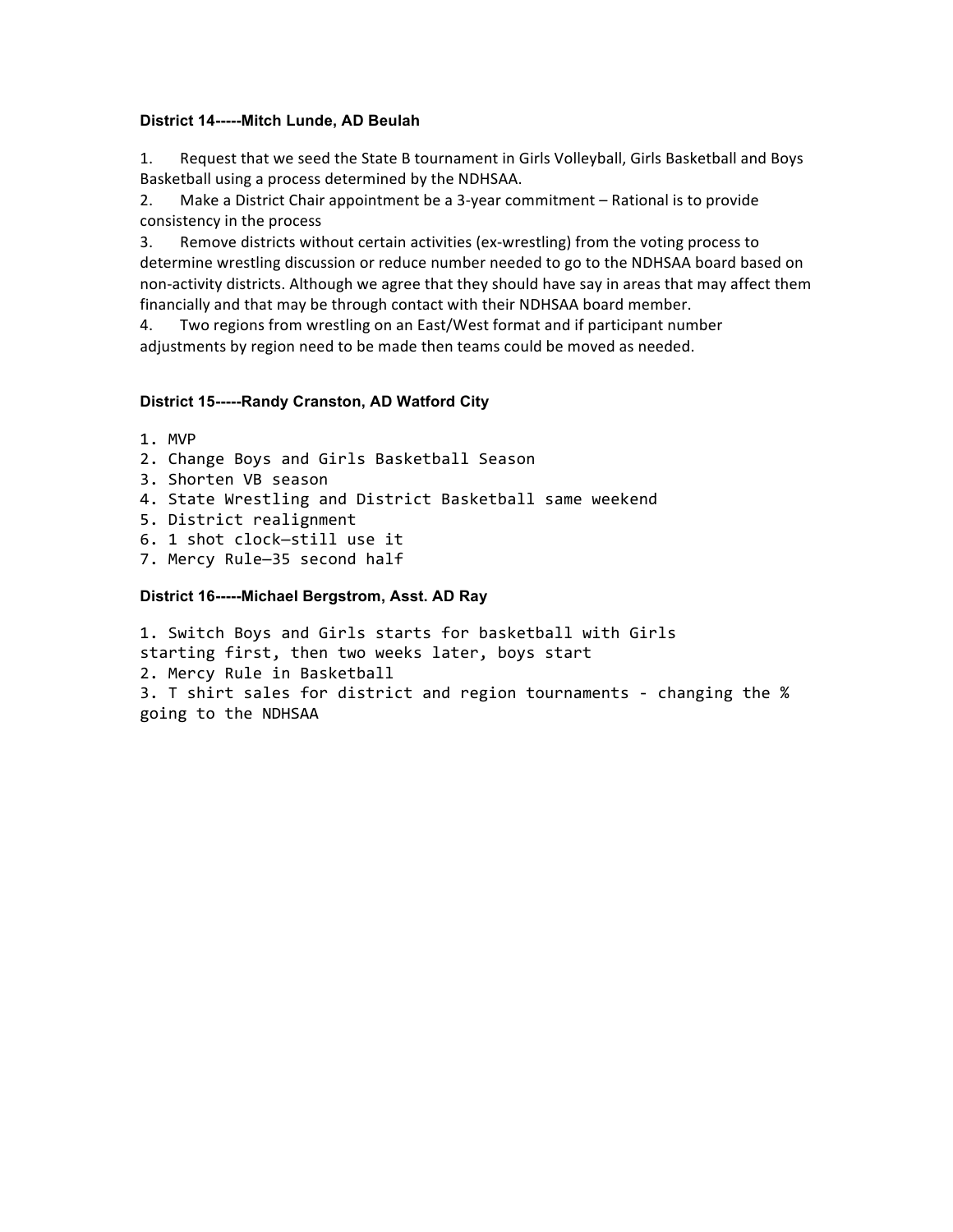**District 14-----Mitch Lunde, AD Beulah**

1. Request that we seed the State B tournament in Girls Volleyball, Girls Basketball and Boys Basketball using a process determined by the NDHSAA.
2. Make a District Chair appointment be a 3-year commitment – Rational is to provide consistency in the process
3. Remove districts without certain activities (ex-wrestling) from the voting process to determine wrestling discussion or reduce number needed to go to the NDHSAA board based on non-activity districts. Although we agree that they should have say in areas that may affect them financially and that may be through contact with their NDHSAA board member.
4. Two regions from wrestling on an East/West format and if participant number adjustments by region need to be made then teams could be moved as needed.

**District 15-----Randy Cranston, AD Watford City**

1. MVP
2. Change Boys and Girls Basketball Season
3. Shorten VB season
4. State Wrestling and District Basketball same weekend
5. District realignment
6. 1 shot clock—still use it
7. Mercy Rule—35 second half

**District 16-----Michael Bergstrom, Asst. AD Ray**

1. Switch Boys and Girls starts for basketball with Girls starting first, then two weeks later, boys start
2. Mercy Rule in Basketball
3. T shirt sales for district and region tournaments - changing the % going to the NDHSAA